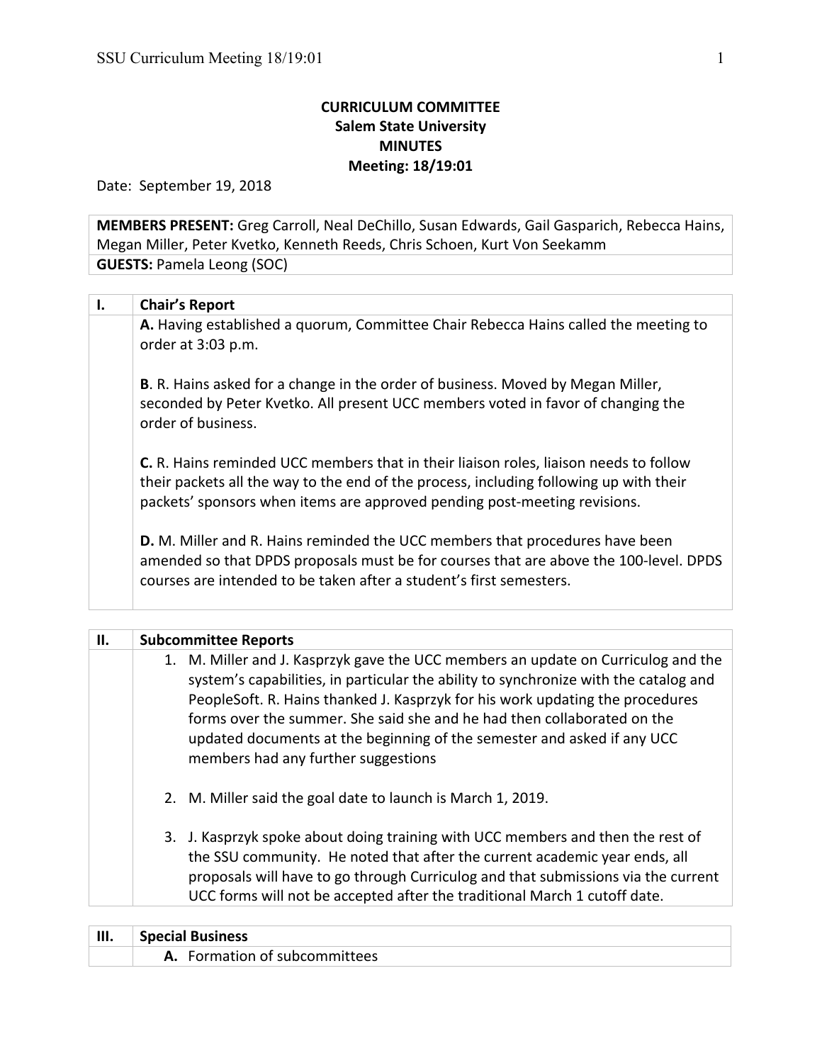**CURRICULUM COMMITTEE**
**Salem State University**
**MINUTES**
**Meeting: 18/19:01**

Date: September 19, 2018

| **MEMBERS PRESENT:** Greg Carroll, Neal DeChillo, Susan Edwards, Gail Gasparich, Rebecca Hains, Megan Miller, Peter Kvetko, Kenneth Reeds, Chris Schoen, Kurt Von Seekamm |
|---|
| **GUESTS:** Pamela Leong (SOC) |

| **I.** | **Chair's Report** |
|---|---|
| | **A.** Having established a quorum, Committee Chair Rebecca Hains called the meeting to order at 3:03 p.m.<br><br>**B**. R. Hains asked for a change in the order of business. Moved by Megan Miller, seconded by Peter Kvetko. All present UCC members voted in favor of changing the order of business.<br><br>**C.** R. Hains reminded UCC members that in their liaison roles, liaison needs to follow their packets all the way to the end of the process, including following up with their packets' sponsors when items are approved pending post-meeting revisions.<br><br>**D.** M. Miller and R. Hains reminded the UCC members that procedures have been amended so that DPDS proposals must be for courses that are above the 100-level. DPDS courses are intended to be taken after a student's first semesters. |

| **II.** | **Subcommittee Reports** |
|---|---|
| | 1. M. Miller and J. Kasprzyk gave the UCC members an update on Curriculog and the system's capabilities, in particular the ability to synchronize with the catalog and PeopleSoft. R. Hains thanked J. Kasprzyk for his work updating the procedures forms over the summer. She said she and he had then collaborated on the updated documents at the beginning of the semester and asked if any UCC members had any further suggestions<br><br>2. M. Miller said the goal date to launch is March 1, 2019.<br><br>3. J. Kasprzyk spoke about doing training with UCC members and then the rest of the SSU community. He noted that after the current academic year ends, all proposals will have to go through Curriculog and that submissions via the current UCC forms will not be accepted after the traditional March 1 cutoff date. |

| **III.** | **Special Business** |
|---|---|
| | **A.** Formation of subcommittees |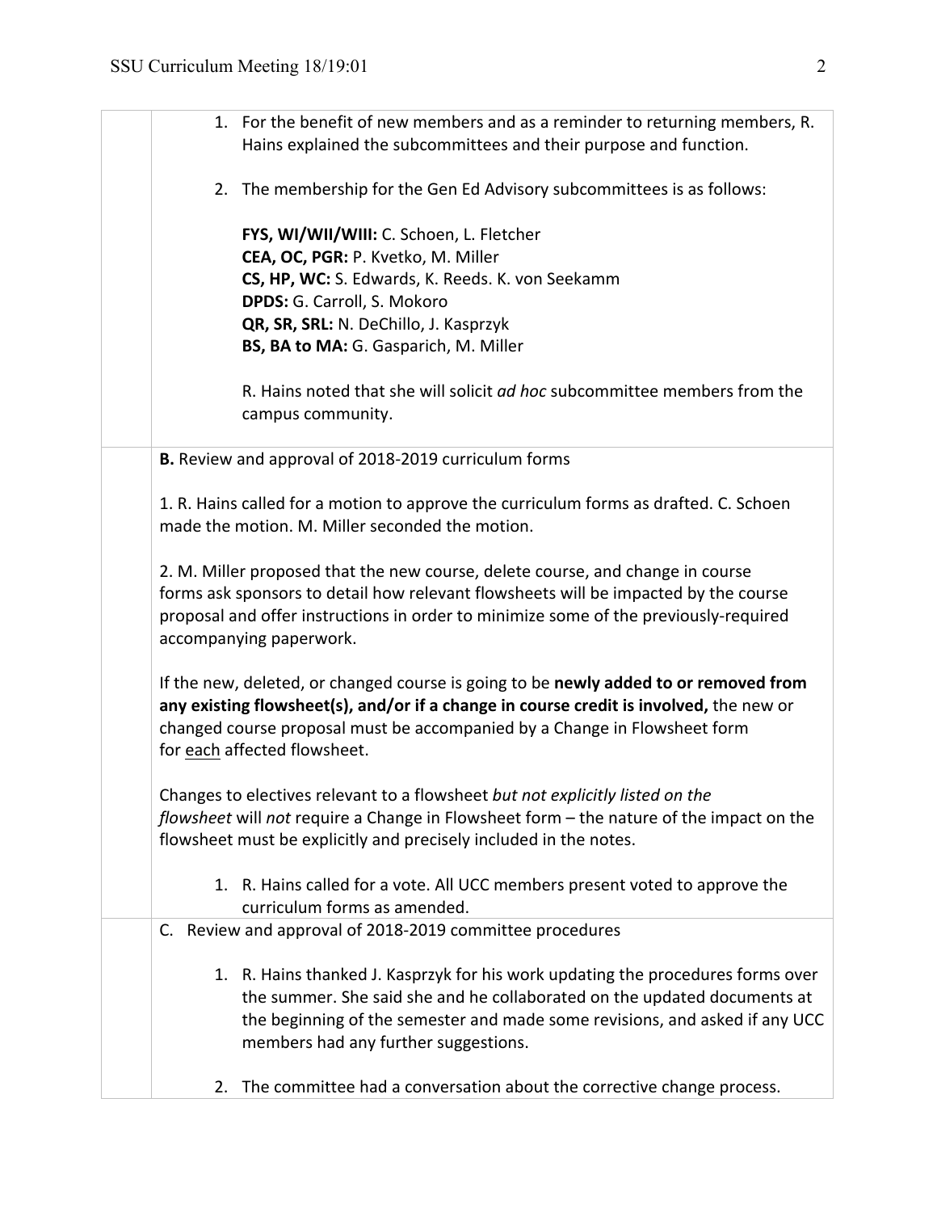1. For the benefit of new members and as a reminder to returning members, R. Hains explained the subcommittees and their purpose and function.

2. The membership for the Gen Ed Advisory subcommittees is as follows:

   **FYS, WI/WII/WIII:** C. Schoen, L. Fletcher
   **CEA, OC, PGR:** P. Kvetko, M. Miller
   **CS, HP, WC:** S. Edwards, K. Reeds. K. von Seekamm
   **DPDS:** G. Carroll, S. Mokoro
   **QR, SR, SRL:** N. DeChillo, J. Kasprzyk
   **BS, BA to MA:** G. Gasparich, M. Miller

   R. Hains noted that she will solicit *ad hoc* subcommittee members from the campus community.

**B.** Review and approval of 2018-2019 curriculum forms

1. R. Hains called for a motion to approve the curriculum forms as drafted. C. Schoen made the motion. M. Miller seconded the motion.

2. M. Miller proposed that the new course, delete course, and change in course forms ask sponsors to detail how relevant flowsheets will be impacted by the course proposal and offer instructions in order to minimize some of the previously-required accompanying paperwork.

If the new, deleted, or changed course is going to be **newly added to or removed from any existing flowsheet(s), and/or if a change in course credit is involved,** the new or changed course proposal must be accompanied by a Change in Flowsheet form for <u>each</u> affected flowsheet.

Changes to electives relevant to a flowsheet *but not explicitly listed on the flowsheet* will *not* require a Change in Flowsheet form – the nature of the impact on the flowsheet must be explicitly and precisely included in the notes.

1. R. Hains called for a vote. All UCC members present voted to approve the curriculum forms as amended.

C. Review and approval of 2018-2019 committee procedures

1. R. Hains thanked J. Kasprzyk for his work updating the procedures forms over the summer. She said she and he collaborated on the updated documents at the beginning of the semester and made some revisions, and asked if any UCC members had any further suggestions.

2. The committee had a conversation about the corrective change process.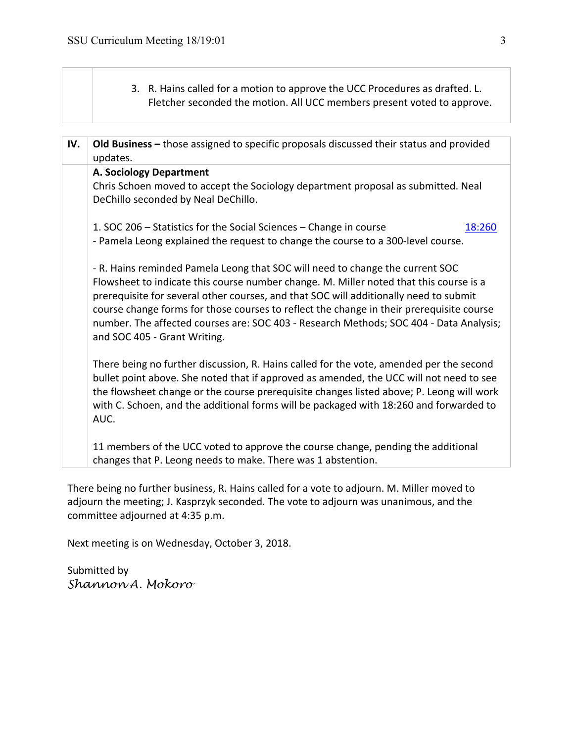3. R. Hains called for a motion to approve the UCC Procedures as drafted. L. Fletcher seconded the motion. All UCC members present voted to approve.

| | |
|---|---|
| **IV.** | **Old Business –** those assigned to specific proposals discussed their status and provided updates. |
| | **A. Sociology Department**<br>Chris Schoen moved to accept the Sociology department proposal as submitted. Neal DeChillo seconded by Neal DeChillo.<br><br>1. SOC 206 – Statistics for the Social Sciences – Change in course [18:260]<br>- Pamela Leong explained the request to change the course to a 300-level course.<br><br>- R. Hains reminded Pamela Leong that SOC will need to change the current SOC Flowsheet to indicate this course number change. M. Miller noted that this course is a prerequisite for several other courses, and that SOC will additionally need to submit course change forms for those courses to reflect the change in their prerequisite course number. The affected courses are: SOC 403 - Research Methods; SOC 404 - Data Analysis; and SOC 405 - Grant Writing.<br><br>There being no further discussion, R. Hains called for the vote, amended per the second bullet point above. She noted that if approved as amended, the UCC will not need to see the flowsheet change or the course prerequisite changes listed above; P. Leong will work with C. Schoen, and the additional forms will be packaged with 18:260 and forwarded to AUC.<br><br>11 members of the UCC voted to approve the course change, pending the additional changes that P. Leong needs to make. There was 1 abstention. |

There being no further business, R. Hains called for a vote to adjourn. M. Miller moved to adjourn the meeting; J. Kasprzyk seconded. The vote to adjourn was unanimous, and the committee adjourned at 4:35 p.m.

Next meeting is on Wednesday, October 3, 2018.

Submitted by
*Shannon A. Mokoro*